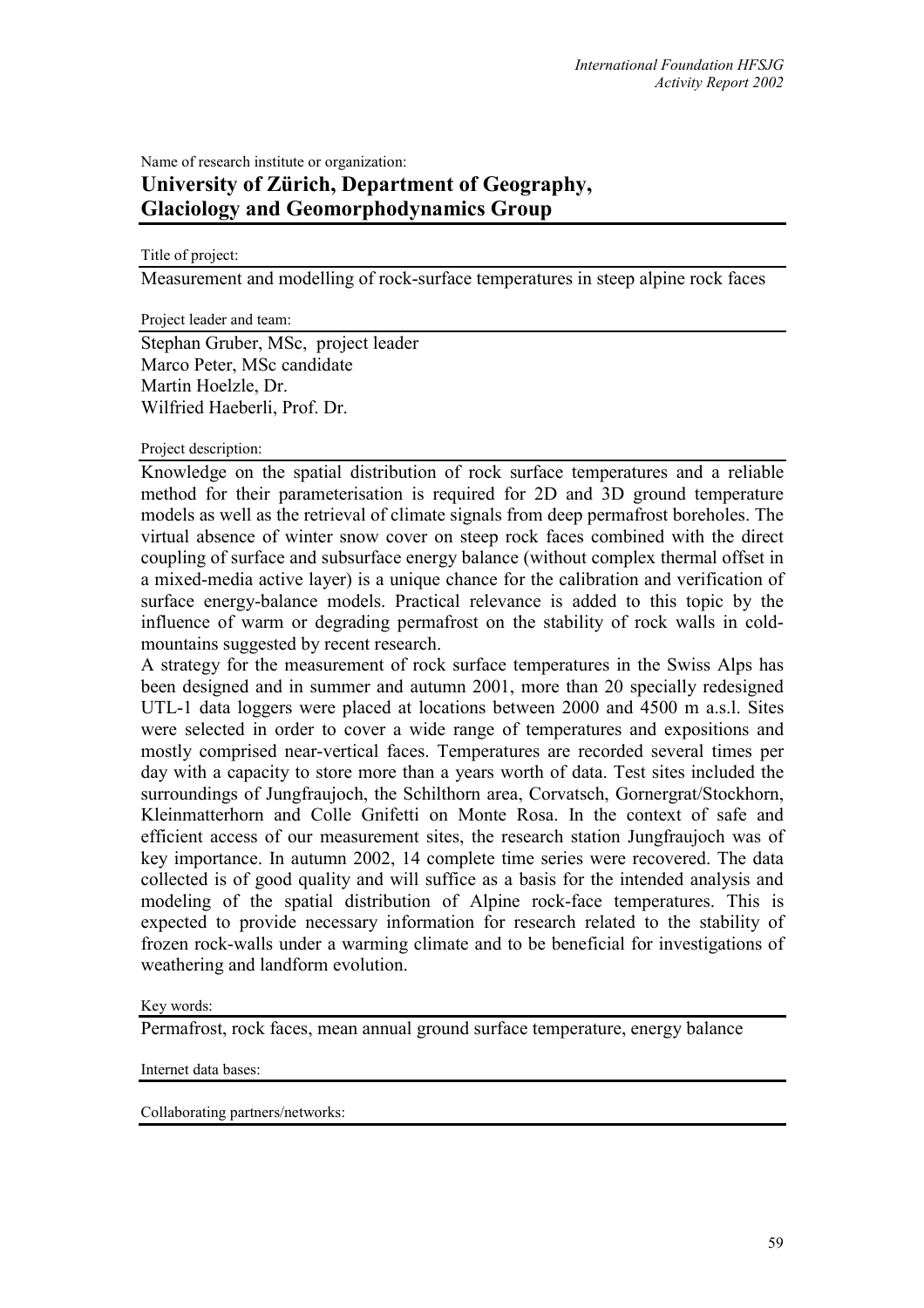Name of research institute or organization:

## University of Zürich, Department of Geography, Glaciology and Geomorphodynamics Group

Title of project:

Measurement and modelling of rock-surface temperatures in steep alpine rock faces

Project leader and team:

Stephan Gruber, MSc, project leader
Marco Peter, MSc candidate
Martin Hoelzle, Dr.
Wilfried Haeberli, Prof. Dr.

Project description:

Knowledge on the spatial distribution of rock surface temperatures and a reliable method for their parameterisation is required for 2D and 3D ground temperature models as well as the retrieval of climate signals from deep permafrost boreholes. The virtual absence of winter snow cover on steep rock faces combined with the direct coupling of surface and subsurface energy balance (without complex thermal offset in a mixed-media active layer) is a unique chance for the calibration and verification of surface energy-balance models. Practical relevance is added to this topic by the influence of warm or degrading permafrost on the stability of rock walls in cold-mountains suggested by recent research.

A strategy for the measurement of rock surface temperatures in the Swiss Alps has been designed and in summer and autumn 2001, more than 20 specially redesigned UTL-1 data loggers were placed at locations between 2000 and 4500 m a.s.l. Sites were selected in order to cover a wide range of temperatures and expositions and mostly comprised near-vertical faces. Temperatures are recorded several times per day with a capacity to store more than a years worth of data. Test sites included the surroundings of Jungfraujoch, the Schilthorn area, Corvatsch, Gornergrat/Stockhorn, Kleinmatterhorn and Colle Gnifetti on Monte Rosa. In the context of safe and efficient access of our measurement sites, the research station Jungfraujoch was of key importance. In autumn 2002, 14 complete time series were recovered. The data collected is of good quality and will suffice as a basis for the intended analysis and modeling of the spatial distribution of Alpine rock-face temperatures. This is expected to provide necessary information for research related to the stability of frozen rock-walls under a warming climate and to be beneficial for investigations of weathering and landform evolution.

Key words:

Permafrost, rock faces, mean annual ground surface temperature, energy balance

Internet data bases:

Collaborating partners/networks: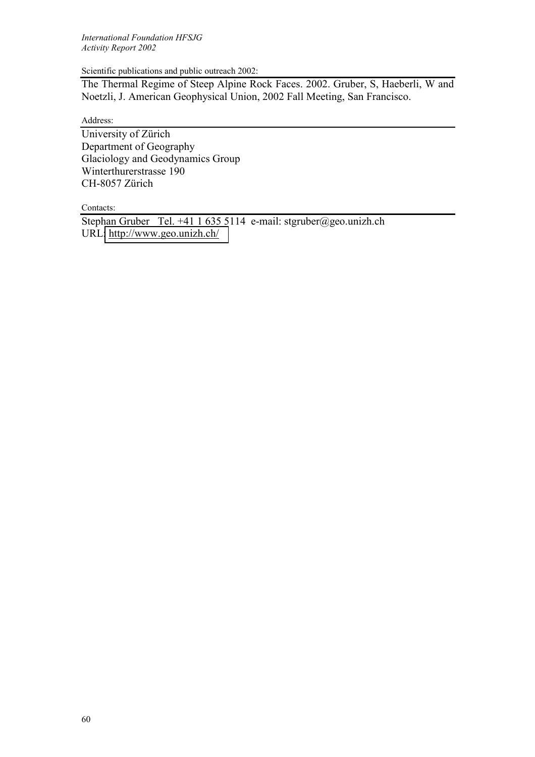Scientific publications and public outreach 2002:

The Thermal Regime of Steep Alpine Rock Faces. 2002. Gruber, S, Haeberli, W and Noetzli, J. American Geophysical Union, 2002 Fall Meeting, San Francisco.

Address:

University of Zürich
Department of Geography
Glaciology and Geodynamics Group
Winterthurerstrasse 190
CH-8057 Zürich

Contacts:

Stephan Gruber Tel. +41 1 635 5114 e-mail: stgruber@geo.unizh.ch
URL: http://www.geo.unizh.ch/